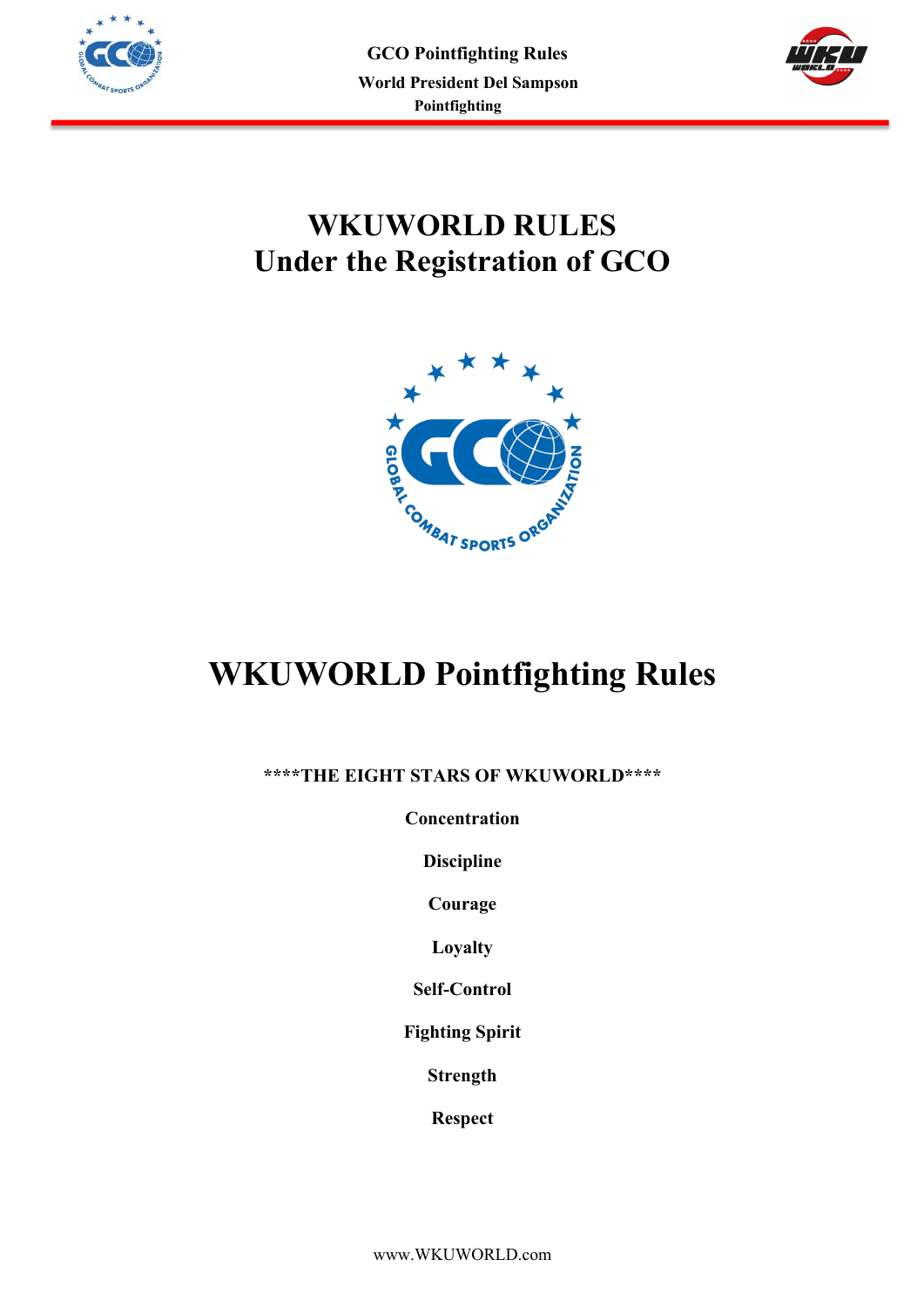# WKUWORLD RULES
# Under the Registration of GCO

# WKUWORLD Pointfighting Rules

**\*\*\*\*THE EIGHT STARS OF WKUWORLD\*\*\*\***

**Concentration**

**Discipline**

**Courage**

**Loyalty**

**Self-Control**

**Fighting Spirit**

**Strength**

**Respect**

www.WKUWORLD.com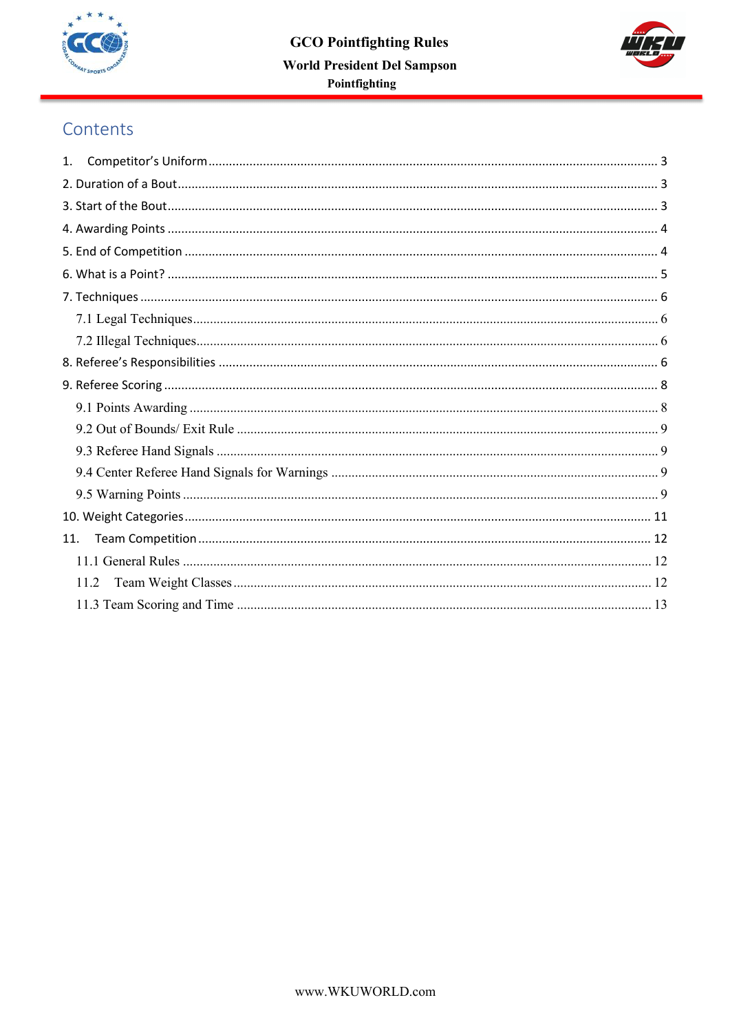# Contents

1. Competitor's Uniform ..... 3

2. Duration of a Bout ..... 3

3. Start of the Bout ..... 3

4. Awarding Points ..... 4

5. End of Competition ..... 4

6. What is a Point? ..... 5

7. Techniques ..... 6

   7.1 Legal Techniques ..... 6

   7.2 Illegal Techniques ..... 6

8. Referee's Responsibilities ..... 6

9. Referee Scoring ..... 8

   9.1 Points Awarding ..... 8

   9.2 Out of Bounds/ Exit Rule ..... 9

   9.3 Referee Hand Signals ..... 9

   9.4 Center Referee Hand Signals for Warnings ..... 9

   9.5 Warning Points ..... 9

10. Weight Categories ..... 11

11. Team Competition ..... 12

   11.1 General Rules ..... 12

   11.2 Team Weight Classes ..... 12

   11.3 Team Scoring and Time ..... 13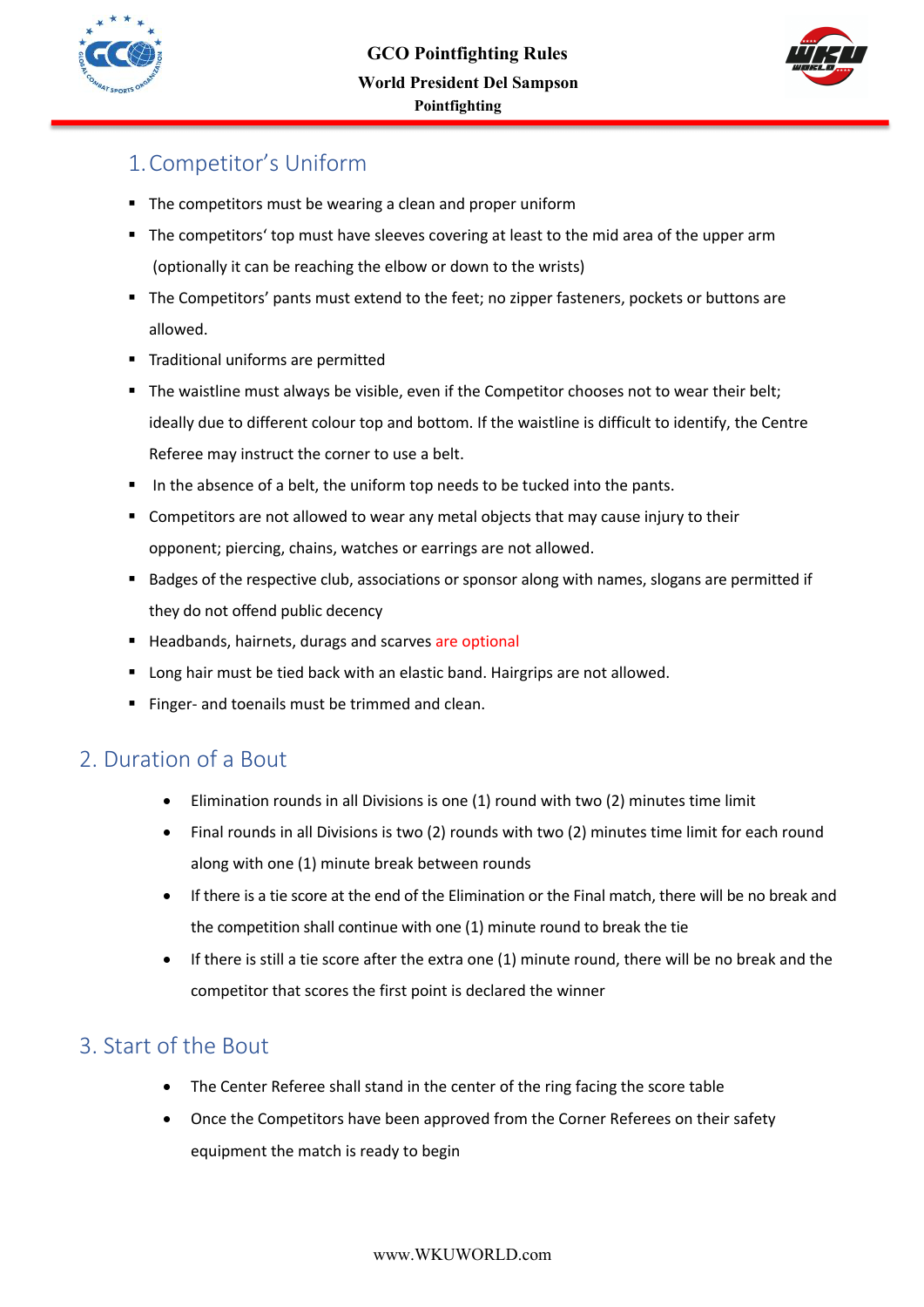## 1. Competitor's Uniform

- The competitors must be wearing a clean and proper uniform
- The competitors' top must have sleeves covering at least to the mid area of the upper arm (optionally it can be reaching the elbow or down to the wrists)
- The Competitors' pants must extend to the feet; no zipper fasteners, pockets or buttons are allowed.
- Traditional uniforms are permitted
- The waistline must always be visible, even if the Competitor chooses not to wear their belt; ideally due to different colour top and bottom. If the waistline is difficult to identify, the Centre Referee may instruct the corner to use a belt.
- In the absence of a belt, the uniform top needs to be tucked into the pants.
- Competitors are not allowed to wear any metal objects that may cause injury to their opponent; piercing, chains, watches or earrings are not allowed.
- Badges of the respective club, associations or sponsor along with names, slogans are permitted if they do not offend public decency
- Headbands, hairnets, durags and scarves are optional
- Long hair must be tied back with an elastic band. Hairgrips are not allowed.
- Finger- and toenails must be trimmed and clean.

## 2. Duration of a Bout

- Elimination rounds in all Divisions is one (1) round with two (2) minutes time limit
- Final rounds in all Divisions is two (2) rounds with two (2) minutes time limit for each round along with one (1) minute break between rounds
- If there is a tie score at the end of the Elimination or the Final match, there will be no break and the competition shall continue with one (1) minute round to break the tie
- If there is still a tie score after the extra one (1) minute round, there will be no break and the competitor that scores the first point is declared the winner

## 3. Start of the Bout

- The Center Referee shall stand in the center of the ring facing the score table
- Once the Competitors have been approved from the Corner Referees on their safety equipment the match is ready to begin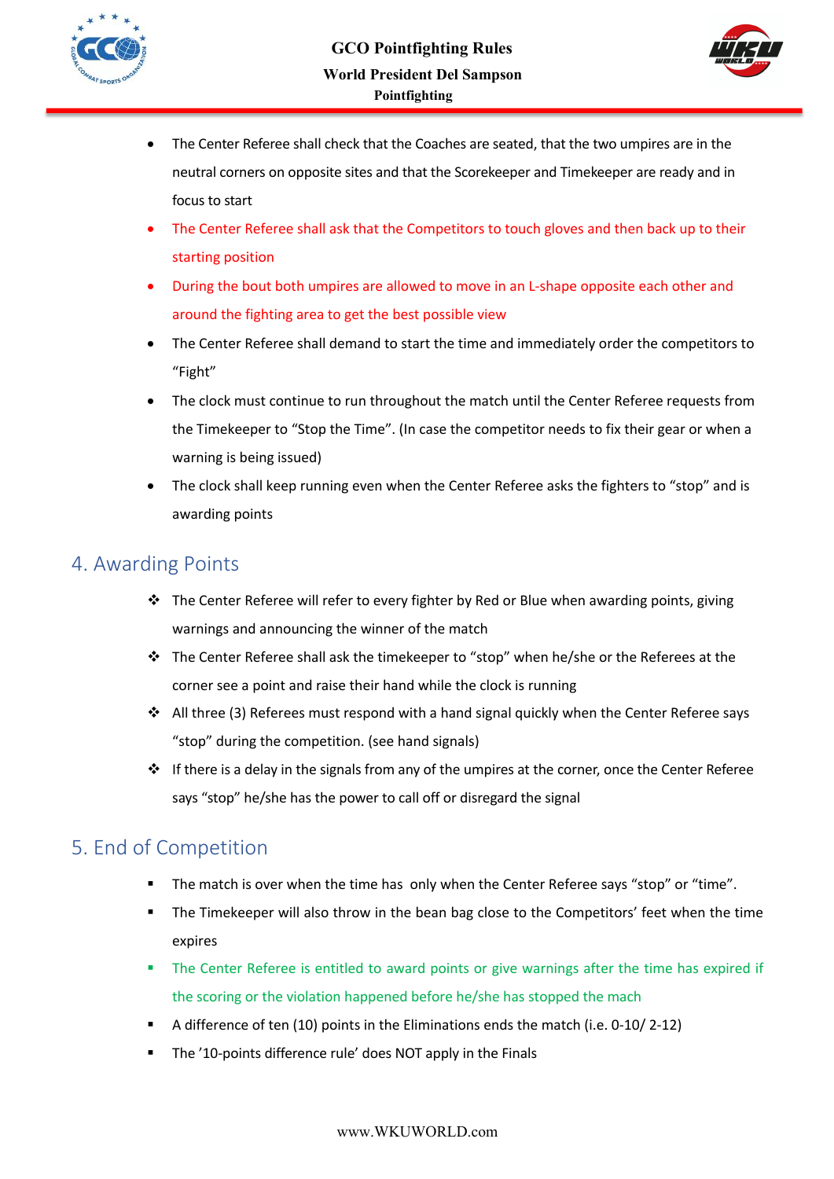- The Center Referee shall check that the Coaches are seated, that the two umpires are in the neutral corners on opposite sites and that the Scorekeeper and Timekeeper are ready and in focus to start
- The Center Referee shall ask that the Competitors to touch gloves and then back up to their starting position
- During the bout both umpires are allowed to move in an L-shape opposite each other and around the fighting area to get the best possible view
- The Center Referee shall demand to start the time and immediately order the competitors to "Fight"
- The clock must continue to run throughout the match until the Center Referee requests from the Timekeeper to "Stop the Time". (In case the competitor needs to fix their gear or when a warning is being issued)
- The clock shall keep running even when the Center Referee asks the fighters to "stop" and is awarding points

## 4. Awarding Points

- The Center Referee will refer to every fighter by Red or Blue when awarding points, giving warnings and announcing the winner of the match
- The Center Referee shall ask the timekeeper to "stop" when he/she or the Referees at the corner see a point and raise their hand while the clock is running
- All three (3) Referees must respond with a hand signal quickly when the Center Referee says "stop" during the competition. (see hand signals)
- If there is a delay in the signals from any of the umpires at the corner, once the Center Referee says "stop" he/she has the power to call off or disregard the signal

## 5. End of Competition

- The match is over when the time has  only when the Center Referee says "stop" or "time".
- The Timekeeper will also throw in the bean bag close to the Competitors' feet when the time expires
- The Center Referee is entitled to award points or give warnings after the time has expired if the scoring or the violation happened before he/she has stopped the mach
- A difference of ten (10) points in the Eliminations ends the match (i.e. 0-10/ 2-12)
- The '10-points difference rule' does NOT apply in the Finals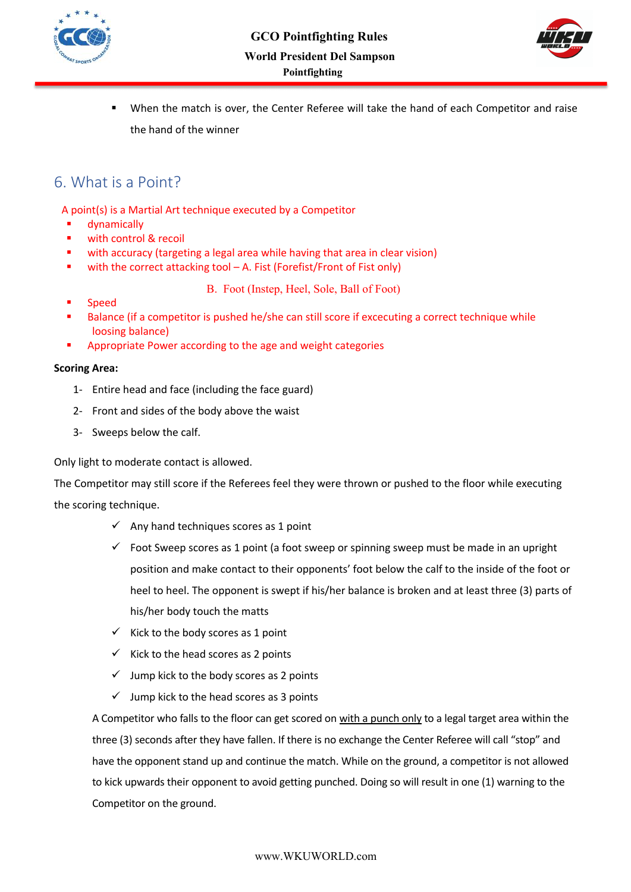- When the match is over, the Center Referee will take the hand of each Competitor and raise the hand of the winner

## 6. What is a Point?

A point(s) is a Martial Art technique executed by a Competitor

- dynamically
- with control & recoil
- with accuracy (targeting a legal area while having that area in clear vision)
- with the correct attacking tool – A. Fist (Forefist/Front of Fist only)

  B. Foot (Instep, Heel, Sole, Ball of Foot)
- Speed
- Balance (if a competitor is pushed he/she can still score if excecuting a correct technique while loosing balance)
- Appropriate Power according to the age and weight categories

**Scoring Area:**

1- Entire head and face (including the face guard)

2- Front and sides of the body above the waist

3- Sweeps below the calf.

Only light to moderate contact is allowed.

The Competitor may still score if the Referees feel they were thrown or pushed to the floor while executing the scoring technique.

- ✓ Any hand techniques scores as 1 point
- ✓ Foot Sweep scores as 1 point (a foot sweep or spinning sweep must be made in an upright position and make contact to their opponents' foot below the calf to the inside of the foot or heel to heel. The opponent is swept if his/her balance is broken and at least three (3) parts of his/her body touch the matts
- ✓ Kick to the body scores as 1 point
- ✓ Kick to the head scores as 2 points
- ✓ Jump kick to the body scores as 2 points
- ✓ Jump kick to the head scores as 3 points

A Competitor who falls to the floor can get scored on with a punch only to a legal target area within the three (3) seconds after they have fallen. If there is no exchange the Center Referee will call "stop" and have the opponent stand up and continue the match. While on the ground, a competitor is not allowed to kick upwards their opponent to avoid getting punched. Doing so will result in one (1) warning to the Competitor on the ground.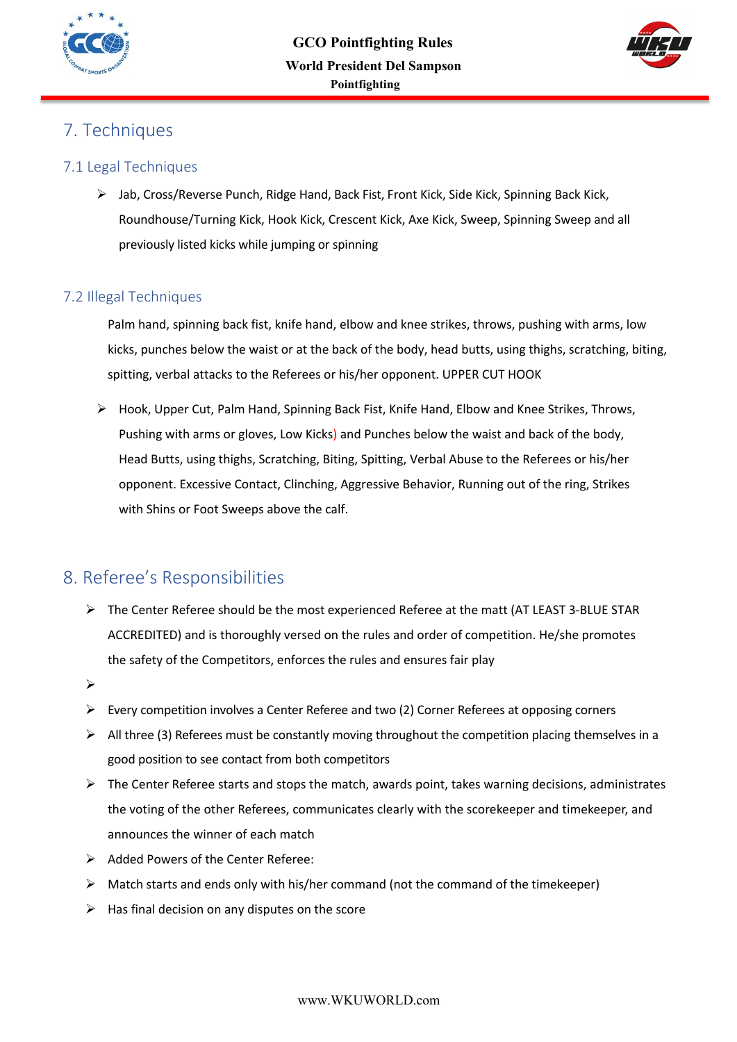## 7. Techniques

### 7.1 Legal Techniques

- Jab, Cross/Reverse Punch, Ridge Hand, Back Fist, Front Kick, Side Kick, Spinning Back Kick, Roundhouse/Turning Kick, Hook Kick, Crescent Kick, Axe Kick, Sweep, Spinning Sweep and all previously listed kicks while jumping or spinning

### 7.2 Illegal Techniques

Palm hand, spinning back fist, knife hand, elbow and knee strikes, throws, pushing with arms, low kicks, punches below the waist or at the back of the body, head butts, using thighs, scratching, biting, spitting, verbal attacks to the Referees or his/her opponent. UPPER CUT HOOK

- Hook, Upper Cut, Palm Hand, Spinning Back Fist, Knife Hand, Elbow and Knee Strikes, Throws, Pushing with arms or gloves, Low Kicks) and Punches below the waist and back of the body, Head Butts, using thighs, Scratching, Biting, Spitting, Verbal Abuse to the Referees or his/her opponent. Excessive Contact, Clinching, Aggressive Behavior, Running out of the ring, Strikes with Shins or Foot Sweeps above the calf.

## 8. Referee's Responsibilities

- The Center Referee should be the most experienced Referee at the matt (AT LEAST 3-BLUE STAR ACCREDITED) and is thoroughly versed on the rules and order of competition. He/she promotes the safety of the Competitors, enforces the rules and ensures fair play
- 
- Every competition involves a Center Referee and two (2) Corner Referees at opposing corners
- All three (3) Referees must be constantly moving throughout the competition placing themselves in a good position to see contact from both competitors
- The Center Referee starts and stops the match, awards point, takes warning decisions, administrates the voting of the other Referees, communicates clearly with the scorekeeper and timekeeper, and announces the winner of each match
- Added Powers of the Center Referee:
- Match starts and ends only with his/her command (not the command of the timekeeper)
- Has final decision on any disputes on the score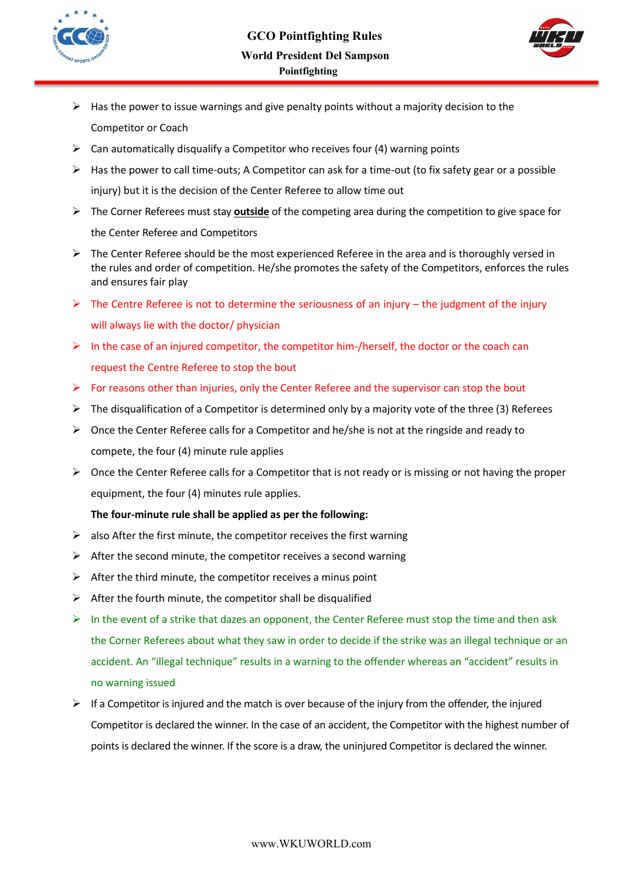- Has the power to issue warnings and give penalty points without a majority decision to the Competitor or Coach
- Can automatically disqualify a Competitor who receives four (4) warning points
- Has the power to call time-outs; A Competitor can ask for a time-out (to fix safety gear or a possible injury) but it is the decision of the Center Referee to allow time out
- The Corner Referees must stay **outside** of the competing area during the competition to give space for the Center Referee and Competitors
- The Center Referee should be the most experienced Referee in the area and is thoroughly versed in the rules and order of competition. He/she promotes the safety of the Competitors, enforces the rules and ensures fair play
- The Centre Referee is not to determine the seriousness of an injury – the judgment of the injury will always lie with the doctor/ physician
- In the case of an injured competitor, the competitor him-/herself, the doctor or the coach can request the Centre Referee to stop the bout
- For reasons other than injuries, only the Center Referee and the supervisor can stop the bout
- The disqualification of a Competitor is determined only by a majority vote of the three (3) Referees
- Once the Center Referee calls for a Competitor and he/she is not at the ringside and ready to compete, the four (4) minute rule applies
- Once the Center Referee calls for a Competitor that is not ready or is missing or not having the proper equipment, the four (4) minutes rule applies.

**The four-minute rule shall be applied as per the following:**

- also After the first minute, the competitor receives the first warning
- After the second minute, the competitor receives a second warning
- After the third minute, the competitor receives a minus point
- After the fourth minute, the competitor shall be disqualified
- In the event of a strike that dazes an opponent, the Center Referee must stop the time and then ask the Corner Referees about what they saw in order to decide if the strike was an illegal technique or an accident. An "illegal technique" results in a warning to the offender whereas an "accident" results in no warning issued
- If a Competitor is injured and the match is over because of the injury from the offender, the injured Competitor is declared the winner. In the case of an accident, the Competitor with the highest number of points is declared the winner. If the score is a draw, the uninjured Competitor is declared the winner.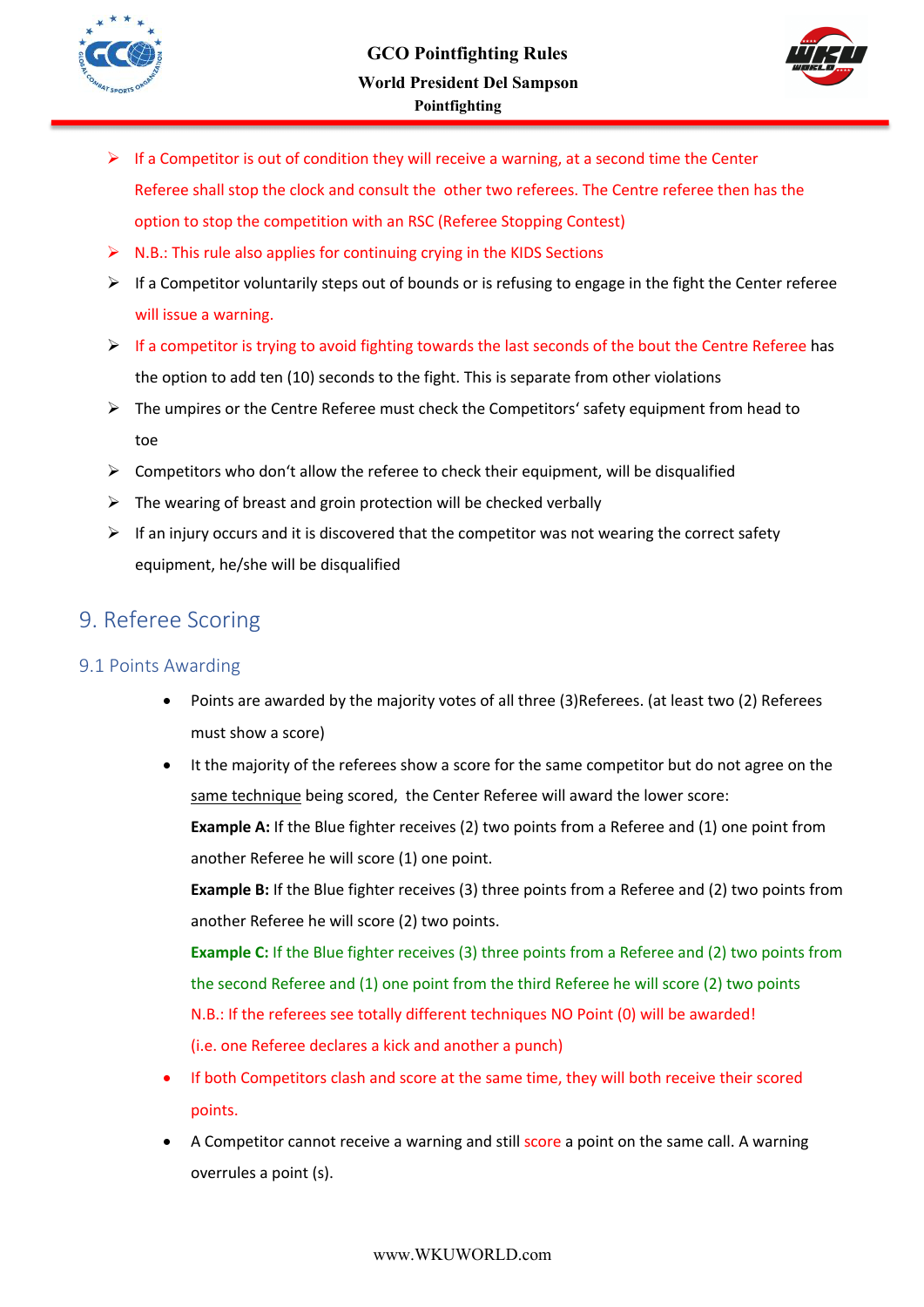- If a Competitor is out of condition they will receive a warning, at a second time the Center Referee shall stop the clock and consult the other two referees. The Centre referee then has the option to stop the competition with an RSC (Referee Stopping Contest)
- N.B.: This rule also applies for continuing crying in the KIDS Sections
- If a Competitor voluntarily steps out of bounds or is refusing to engage in the fight the Center referee will issue a warning.
- If a competitor is trying to avoid fighting towards the last seconds of the bout the Centre Referee has the option to add ten (10) seconds to the fight. This is separate from other violations
- The umpires or the Centre Referee must check the Competitors' safety equipment from head to toe
- Competitors who don't allow the referee to check their equipment, will be disqualified
- The wearing of breast and groin protection will be checked verbally
- If an injury occurs and it is discovered that the competitor was not wearing the correct safety equipment, he/she will be disqualified

# 9. Referee Scoring

## 9.1 Points Awarding

- Points are awarded by the majority votes of all three (3)Referees. (at least two (2) Referees must show a score)
- It the majority of the referees show a score for the same competitor but do not agree on the same technique being scored, the Center Referee will award the lower score:

  **Example A:** If the Blue fighter receives (2) two points from a Referee and (1) one point from another Referee he will score (1) one point.

  **Example B:** If the Blue fighter receives (3) three points from a Referee and (2) two points from another Referee he will score (2) two points.

  **Example C:** If the Blue fighter receives (3) three points from a Referee and (2) two points from the second Referee and (1) one point from the third Referee he will score (2) two points

  N.B.: If the referees see totally different techniques NO Point (0) will be awarded! (i.e. one Referee declares a kick and another a punch)
- If both Competitors clash and score at the same time, they will both receive their scored points.
- A Competitor cannot receive a warning and still score a point on the same call. A warning overrules a point (s).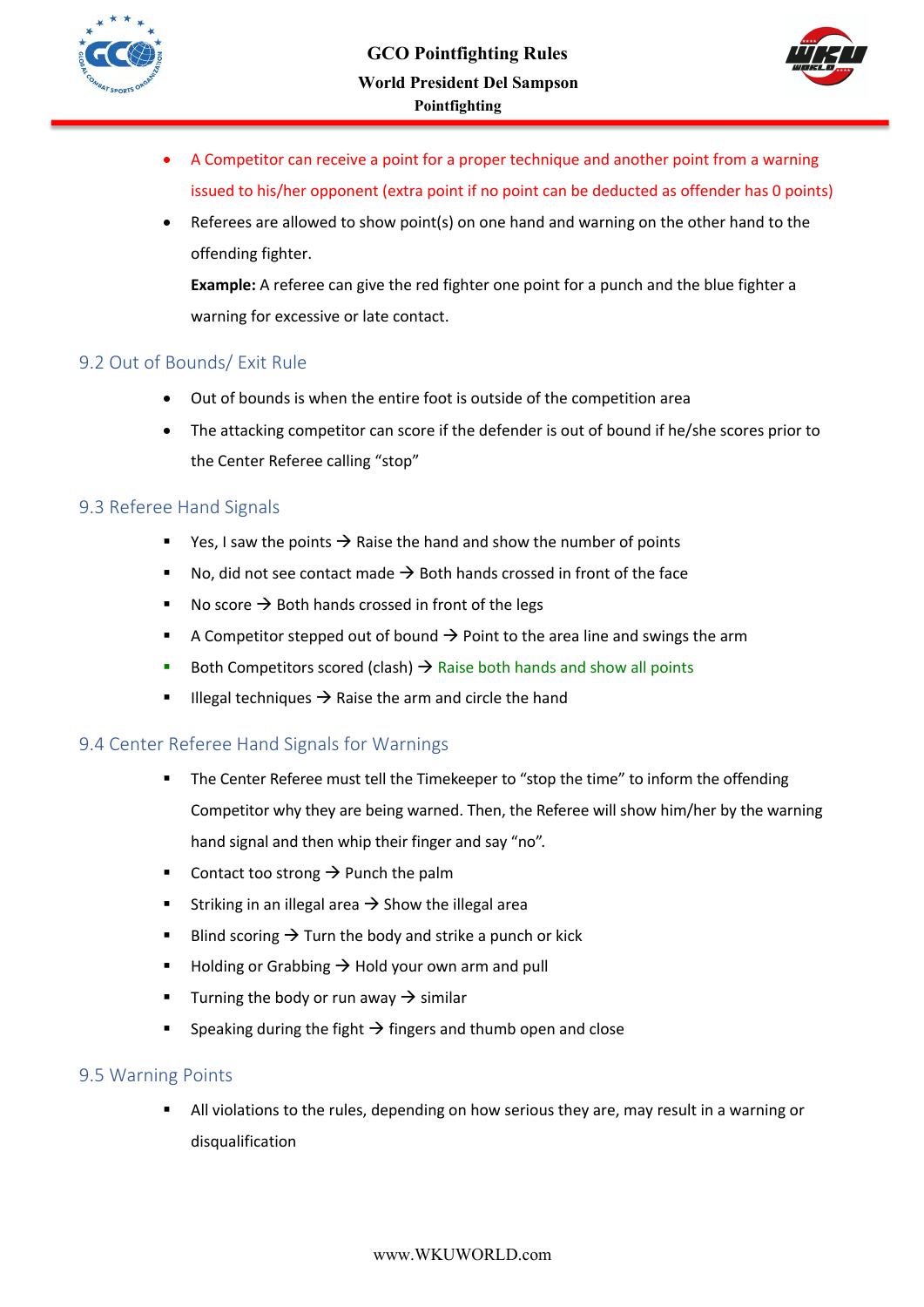- A Competitor can receive a point for a proper technique and another point from a warning issued to his/her opponent (extra point if no point can be deducted as offender has 0 points)
- Referees are allowed to show point(s) on one hand and warning on the other hand to the offending fighter.

  **Example:** A referee can give the red fighter one point for a punch and the blue fighter a warning for excessive or late contact.

## 9.2 Out of Bounds/ Exit Rule

- Out of bounds is when the entire foot is outside of the competition area
- The attacking competitor can score if the defender is out of bound if he/she scores prior to the Center Referee calling "stop"

## 9.3 Referee Hand Signals

- Yes, I saw the points → Raise the hand and show the number of points
- No, did not see contact made → Both hands crossed in front of the face
- No score → Both hands crossed in front of the legs
- A Competitor stepped out of bound → Point to the area line and swings the arm
- Both Competitors scored (clash) → Raise both hands and show all points
- Illegal techniques → Raise the arm and circle the hand

## 9.4 Center Referee Hand Signals for Warnings

- The Center Referee must tell the Timekeeper to "stop the time" to inform the offending Competitor why they are being warned. Then, the Referee will show him/her by the warning hand signal and then whip their finger and say "no".
- Contact too strong → Punch the palm
- Striking in an illegal area → Show the illegal area
- Blind scoring → Turn the body and strike a punch or kick
- Holding or Grabbing → Hold your own arm and pull
- Turning the body or run away → similar
- Speaking during the fight → fingers and thumb open and close

## 9.5 Warning Points

- All violations to the rules, depending on how serious they are, may result in a warning or disqualification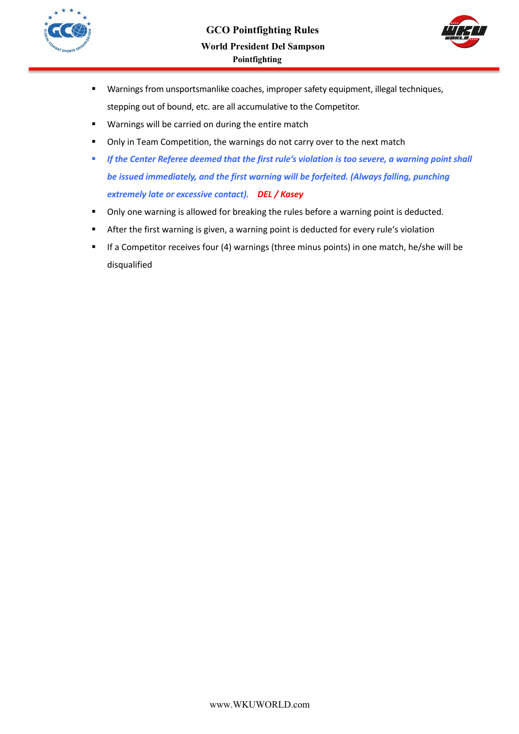- Warnings from unsportsmanlike coaches, improper safety equipment, illegal techniques, stepping out of bound, etc. are all accumulative to the Competitor.
- Warnings will be carried on during the entire match
- Only in Team Competition, the warnings do not carry over to the next match
- ***If the Center Referee deemed that the first rule's violation is too severe, a warning point shall be issued immediately, and the first warning will be forfeited. (Always falling, punching extremely late or excessive contact).*** ***DEL / Kasey***
- Only one warning is allowed for breaking the rules before a warning point is deducted.
- After the first warning is given, a warning point is deducted for every rule's violation
- If a Competitor receives four (4) warnings (three minus points) in one match, he/she will be disqualified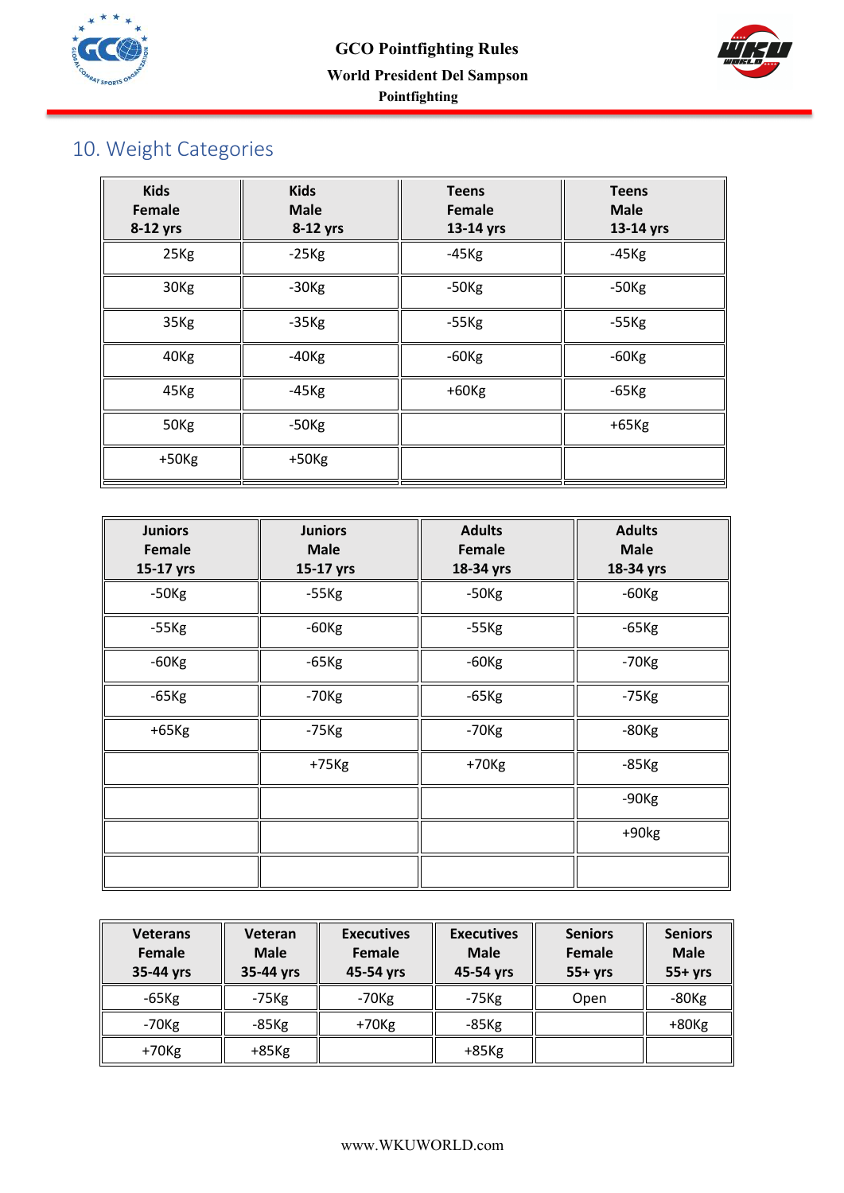## 10. Weight Categories

| Kids Female 8-12 yrs | Kids Male 8-12 yrs | Teens Female 13-14 yrs | Teens Male 13-14 yrs |
|---|---|---|---|
| 25Kg | -25Kg | -45Kg | -45Kg |
| 30Kg | -30Kg | -50Kg | -50Kg |
| 35Kg | -35Kg | -55Kg | -55Kg |
| 40Kg | -40Kg | -60Kg | -60Kg |
| 45Kg | -45Kg | +60Kg | -65Kg |
| 50Kg | -50Kg | | +65Kg |
| +50Kg | +50Kg | | |

| Juniors Female 15-17 yrs | Juniors Male 15-17 yrs | Adults Female 18-34 yrs | Adults Male 18-34 yrs |
|---|---|---|---|
| -50Kg | -55Kg | -50Kg | -60Kg |
| -55Kg | -60Kg | -55Kg | -65Kg |
| -60Kg | -65Kg | -60Kg | -70Kg |
| -65Kg | -70Kg | -65Kg | -75Kg |
| +65Kg | -75Kg | -70Kg | -80Kg |
| | +75Kg | +70Kg | -85Kg |
| | | | -90Kg |
| | | | +90kg |
| | | | |

| Veterans Female 35-44 yrs | Veteran Male 35-44 yrs | Executives Female 45-54 yrs | Executives Male 45-54 yrs | Seniors Female 55+ yrs | Seniors Male 55+ yrs |
|---|---|---|---|---|---|
| -65Kg | -75Kg | -70Kg | -75Kg | Open | -80Kg |
| -70Kg | -85Kg | +70Kg | -85Kg | | +80Kg |
| +70Kg | +85Kg | | +85Kg | | |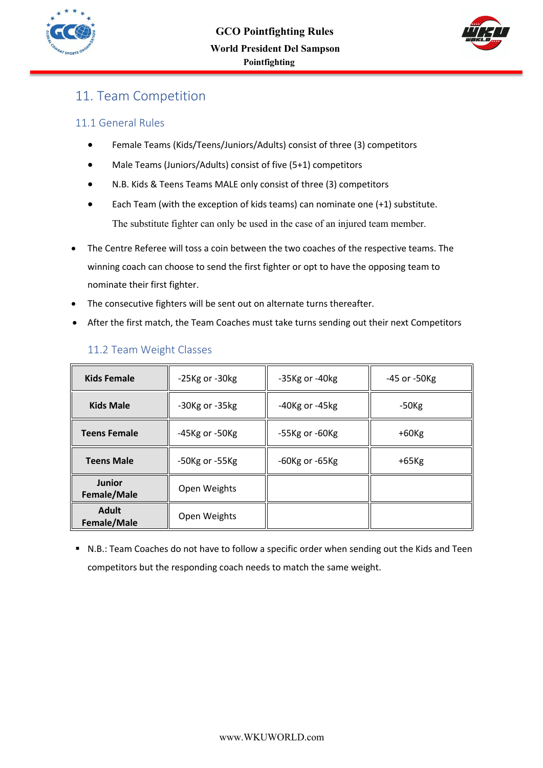## 11. Team Competition

### 11.1 General Rules

- Female Teams (Kids/Teens/Juniors/Adults) consist of three (3) competitors
- Male Teams (Juniors/Adults) consist of five (5+1) competitors
- N.B. Kids & Teens Teams MALE only consist of three (3) competitors
- Each Team (with the exception of kids teams) can nominate one (+1) substitute.
  The substitute fighter can only be used in the case of an injured team member.

- The Centre Referee will toss a coin between the two coaches of the respective teams. The winning coach can choose to send the first fighter or opt to have the opposing team to nominate their first fighter.
- The consecutive fighters will be sent out on alternate turns thereafter.
- After the first match, the Team Coaches must take turns sending out their next Competitors

### 11.2 Team Weight Classes

| | | | |
|---|---|---|---|
| **Kids Female** | -25Kg or -30kg | -35Kg or -40kg | -45 or -50Kg |
| **Kids Male** | -30Kg or -35kg | -40Kg or -45kg | -50Kg |
| **Teens Female** | -45Kg or -50Kg | -55Kg or -60Kg | +60Kg |
| **Teens Male** | -50Kg or -55Kg | -60Kg or -65Kg | +65Kg |
| **Junior Female/Male** | Open Weights | | |
| **Adult Female/Male** | Open Weights | | |

- N.B.: Team Coaches do not have to follow a specific order when sending out the Kids and Teen competitors but the responding coach needs to match the same weight.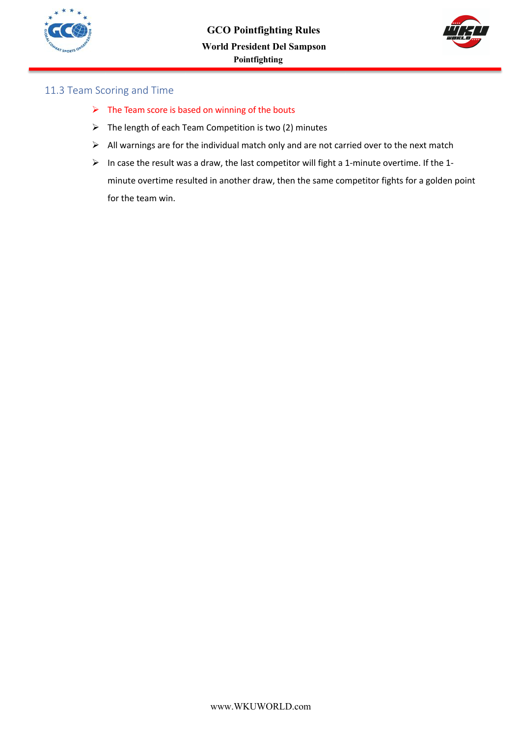## 11.3 Team Scoring and Time

- The Team score is based on winning of the bouts
- The length of each Team Competition is two (2) minutes
- All warnings are for the individual match only and are not carried over to the next match
- In case the result was a draw, the last competitor will fight a 1-minute overtime. If the 1-minute overtime resulted in another draw, then the same competitor fights for a golden point for the team win.